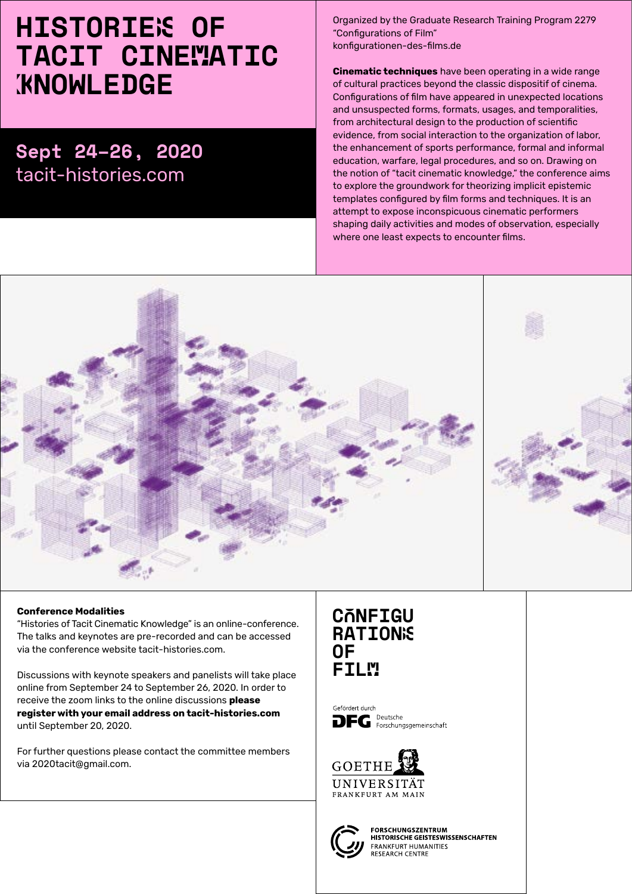# HISTORIES OF TACIT CINEMATIC KNOWLEDGE

## Sept 24–26, 2020
tacit-histories.com

Organized by the Graduate Research Training Program 2279 "Configurations of Film"
konfigurationen-des-films.de

**Cinematic techniques** have been operating in a wide range of cultural practices beyond the classic dispositif of cinema. Configurations of film have appeared in unexpected locations and unsuspected forms, formats, usages, and temporalities, from architectural design to the production of scientific evidence, from social interaction to the organization of labor, the enhancement of sports performance, formal and informal education, warfare, legal procedures, and so on. Drawing on the notion of "tacit cinematic knowledge," the conference aims to explore the groundwork for theorizing implicit epistemic templates configured by film forms and techniques. It is an attempt to expose inconspicuous cinematic performers shaping daily activities and modes of observation, especially where one least expects to encounter films.

**Conference Modalities**

"Histories of Tacit Cinematic Knowledge" is an online-conference. The talks and keynotes are pre-recorded and can be accessed via the conference website tacit-histories.com.

Discussions with keynote speakers and panelists will take place online from September 24 to September 26, 2020. In order to receive the zoom links to the online discussions **please register with your email address on tacit-histories.com** until September 20, 2020.

For further questions please contact the committee members via 2020tacit@gmail.com.

CONFIGURATIONS OF FILM

Gefördert durch DFG Deutsche Forschungsgemeinschaft

GOETHE UNIVERSITÄT FRANKFURT AM MAIN

FORSCHUNGSZENTRUM HISTORISCHE GEISTESWISSENSCHAFTEN
FRANKFURT HUMANITIES RESEARCH CENTRE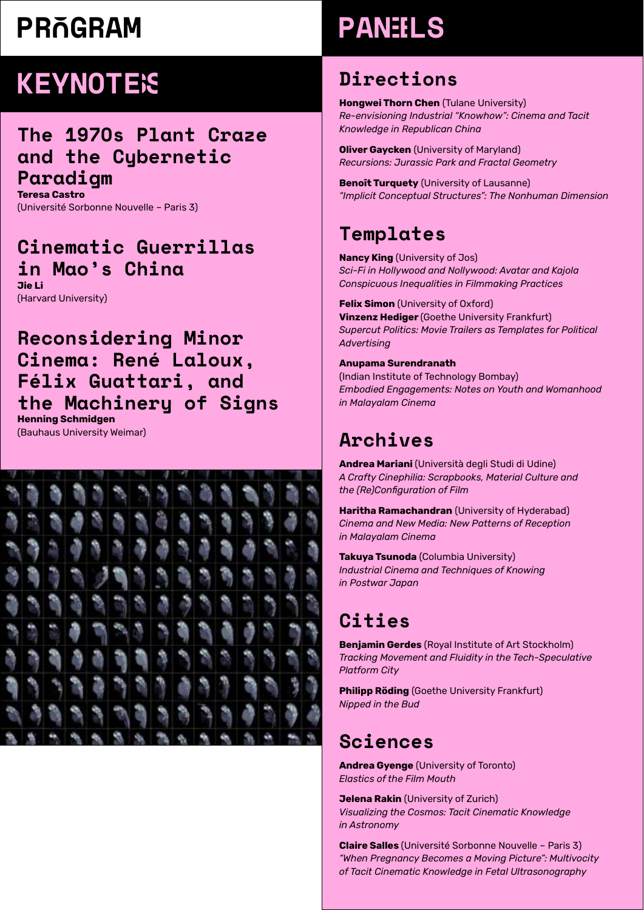# PROGRAM

## KEYNOTES

### The 1970s Plant Craze and the Cybernetic Paradigm

**Teresa Castro**
(Université Sorbonne Nouvelle – Paris 3)

### Cinematic Guerrillas in Mao's China

**Jie Li**
(Harvard University)

### Reconsidering Minor Cinema: René Laloux, Félix Guattari, and the Machinery of Signs

**Henning Schmidgen**
(Bauhaus University Weimar)

## PANELS

### Directions

**Hongwei Thorn Chen** (Tulane University)
*Re-envisioning Industrial "Knowhow": Cinema and Tacit Knowledge in Republican China*

**Oliver Gaycken** (University of Maryland)
*Recursions: Jurassic Park and Fractal Geometry*

**Benoît Turquety** (University of Lausanne)
*"Implicit Conceptual Structures": The Nonhuman Dimension*

### Templates

**Nancy King** (University of Jos)
*Sci-Fi in Hollywood and Nollywood: Avatar and Kajola Conspicuous Inequalities in Filmmaking Practices*

**Felix Simon** (University of Oxford)
**Vinzenz Hediger** (Goethe University Frankfurt)
*Supercut Politics: Movie Trailers as Templates for Political Advertising*

**Anupama Surendranath**
(Indian Institute of Technology Bombay)
*Embodied Engagements: Notes on Youth and Womanhood in Malayalam Cinema*

### Archives

**Andrea Mariani** (Università degli Studi di Udine)
*A Crafty Cinephilia: Scrapbooks, Material Culture and the (Re)Configuration of Film*

**Haritha Ramachandran** (University of Hyderabad)
*Cinema and New Media: New Patterns of Reception in Malayalam Cinema*

**Takuya Tsunoda** (Columbia University)
*Industrial Cinema and Techniques of Knowing in Postwar Japan*

### Cities

**Benjamin Gerdes** (Royal Institute of Art Stockholm)
*Tracking Movement and Fluidity in the Tech-Speculative Platform City*

**Philipp Röding** (Goethe University Frankfurt)
*Nipped in the Bud*

### Sciences

**Andrea Gyenge** (University of Toronto)
*Elastics of the Film Mouth*

**Jelena Rakin** (University of Zurich)
*Visualizing the Cosmos: Tacit Cinematic Knowledge in Astronomy*

**Claire Salles** (Université Sorbonne Nouvelle – Paris 3)
*"When Pregnancy Becomes a Moving Picture": Multivocity of Tacit Cinematic Knowledge in Fetal Ultrasonography*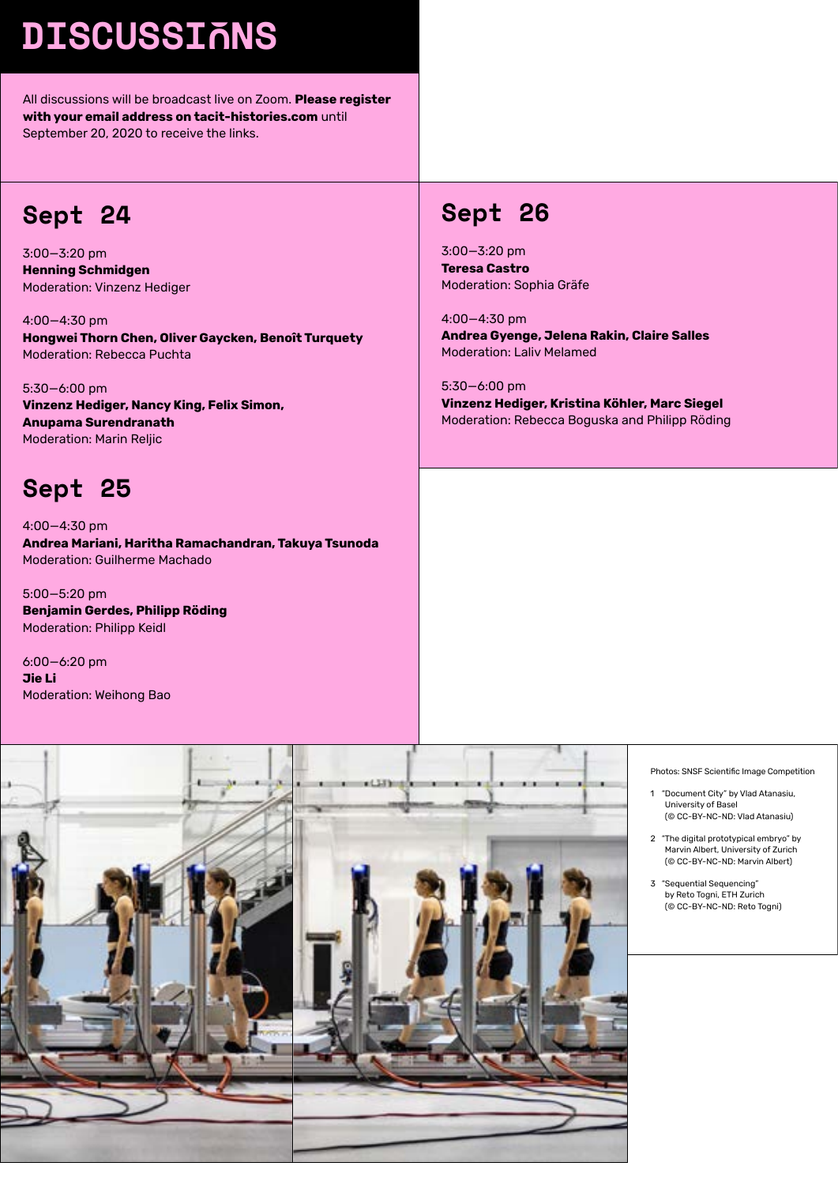# DISCUSSIONS

All discussions will be broadcast live on Zoom. **Please register with your email address on tacit-histories.com** until September 20, 2020 to receive the links.

## Sept 24

3:00–3:20 pm
**Henning Schmidgen**
Moderation: Vinzenz Hediger

4:00–4:30 pm
**Hongwei Thorn Chen, Oliver Gaycken, Benoît Turquety**
Moderation: Rebecca Puchta

5:30–6:00 pm
**Vinzenz Hediger, Nancy King, Felix Simon, Anupama Surendranath**
Moderation: Marin Reljic

## Sept 25

4:00–4:30 pm
**Andrea Mariani, Haritha Ramachandran, Takuya Tsunoda**
Moderation: Guilherme Machado

5:00–5:20 pm
**Benjamin Gerdes, Philipp Röding**
Moderation: Philipp Keidl

6:00–6:20 pm
**Jie Li**
Moderation: Weihong Bao

## Sept 26

3:00–3:20 pm
**Teresa Castro**
Moderation: Sophia Gräfe

4:00–4:30 pm
**Andrea Gyenge, Jelena Rakin, Claire Salles**
Moderation: Laliv Melamed

5:30–6:00 pm
**Vinzenz Hediger, Kristina Köhler, Marc Siegel**
Moderation: Rebecca Boguska and Philipp Röding

Photos: SNSF Scientific Image Competition

1. "Document City" by Vlad Atanasiu, University of Basel (© CC-BY-NC-ND: Vlad Atanasiu)
2. "The digital prototypical embryo" by Marvin Albert, University of Zurich (© CC-BY-NC-ND: Marvin Albert)
3. "Sequential Sequencing" by Reto Togni, ETH Zurich (© CC-BY-NC-ND: Reto Togni)